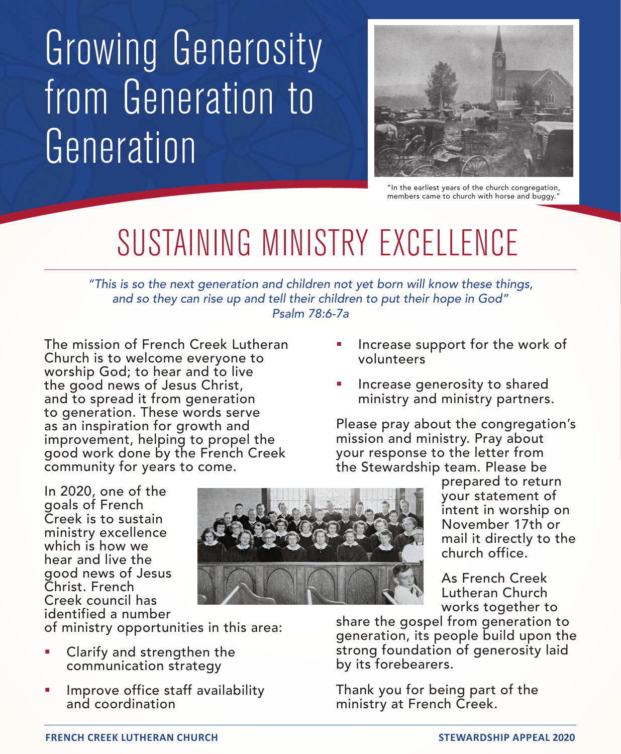# Growing Generosity from Generation to Generation

"In the earliest years of the church congregation, members came to church with horse and buggy."

## SUSTAINING MINISTRY EXCELLENCE

*"This is so the next generation and children not yet born will know these things, and so they can rise up and tell their children to put their hope in God"*
*Psalm 78:6-7a*

The mission of French Creek Lutheran Church is to welcome everyone to worship God; to hear and to live the good news of Jesus Christ, and to spread it from generation to generation. These words serve as an inspiration for growth and improvement, helping to propel the good work done by the French Creek community for years to come.

In 2020, one of the goals of French Creek is to sustain ministry excellence which is how we hear and live the good news of Jesus Christ. French Creek council has identified a number of ministry opportunities in this area:

- Clarify and strengthen the communication strategy
- Improve office staff availability and coordination
- Increase support for the work of volunteers
- Increase generosity to shared ministry and ministry partners.

Please pray about the congregation's mission and ministry. Pray about your response to the letter from the Stewardship team. Please be prepared to return your statement of intent in worship on November 17th or mail it directly to the church office.

As French Creek Lutheran Church works together to share the gospel from generation to generation, its people build upon the strong foundation of generosity laid by its forebearers.

Thank you for being part of the ministry at French Creek.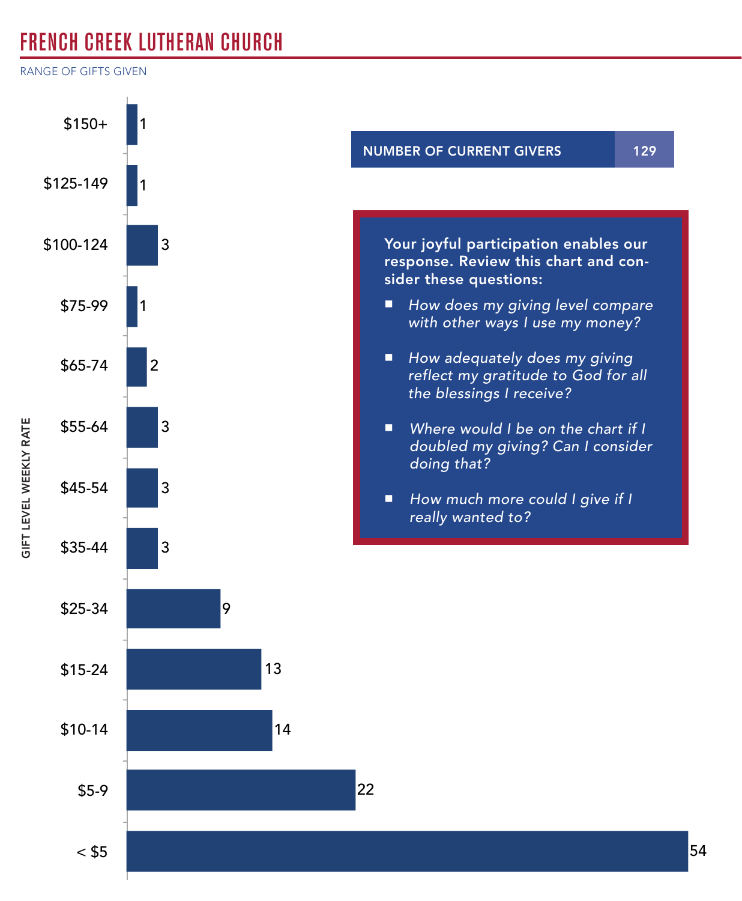# FRENCH CREEK LUTHERAN CHURCH

RANGE OF GIFTS GIVEN

GIFT LEVEL WEEKLY RATE

$150+ 1

$125-149 1

$100-124 3

$75-99 1

$65-74 2

$55-64 3

$45-54 3

$35-44 3

$25-34 9

$15-24 13

$10-14 14

$5-9 22

< $5 54

NUMBER OF CURRENT GIVERS 129

**Your joyful participation enables our response. Review this chart and consider these questions:**

- *How does my giving level compare with other ways I use my money?*
- *How adequately does my giving reflect my gratitude to God for all the blessings I receive?*
- *Where would I be on the chart if I doubled my giving? Can I consider doing that?*
- *How much more could I give if I really wanted to?*